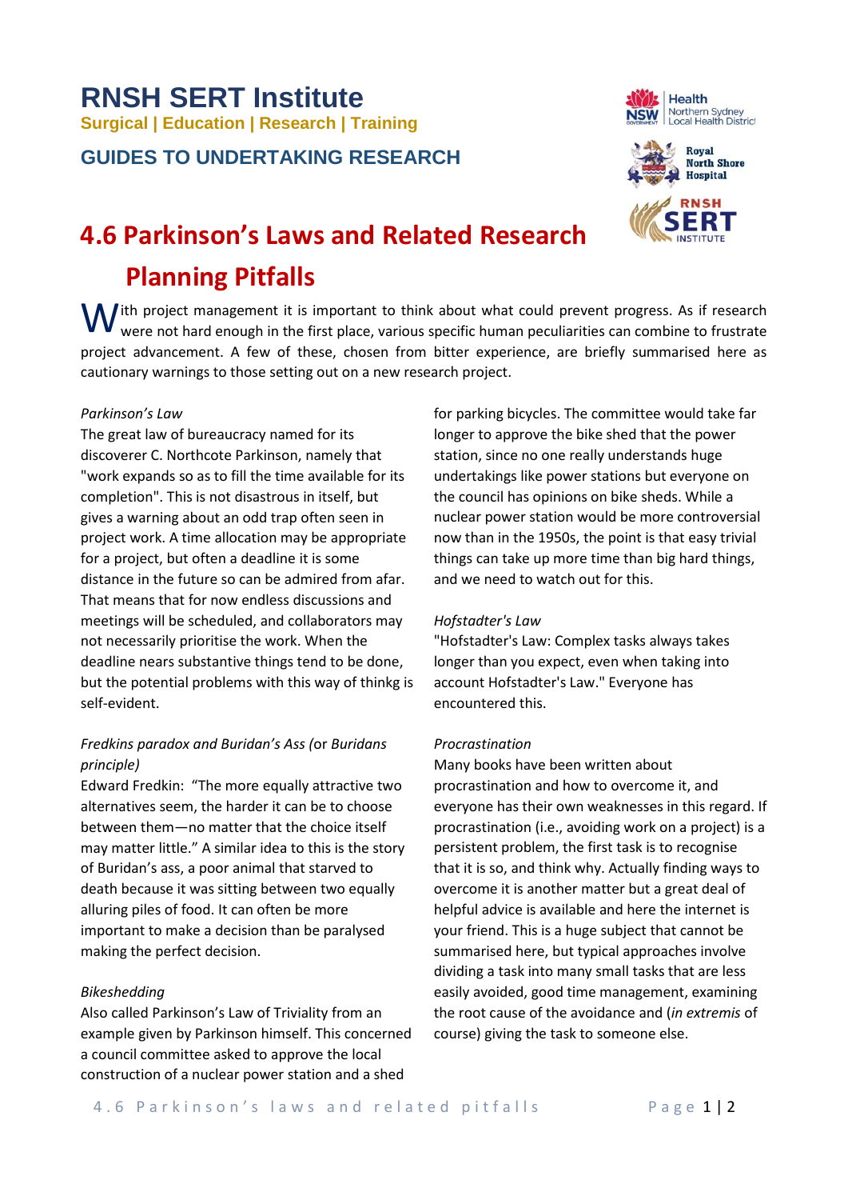# RNSH SERT Institute

**Surgical | Education | Research | Training**

## GUIDES TO UNDERTAKING RESEARCH

# 4.6 Parkinson's Laws and Related Research Planning Pitfalls

With project management it is important to think about what could prevent progress. As if research were not hard enough in the first place, various specific human peculiarities can combine to frustrate project advancement. A few of these, chosen from bitter experience, are briefly summarised here as cautionary warnings to those setting out on a new research project.

*Parkinson's Law*

The great law of bureaucracy named for its discoverer C. Northcote Parkinson, namely that "work expands so as to fill the time available for its completion". This is not disastrous in itself, but gives a warning about an odd trap often seen in project work. A time allocation may be appropriate for a project, but often a deadline it is some distance in the future so can be admired from afar. That means that for now endless discussions and meetings will be scheduled, and collaborators may not necessarily prioritise the work. When the deadline nears substantive things tend to be done, but the potential problems with this way of thinkg is self-evident.

*Fredkins paradox and Buridan's Ass* (or *Buridans principle)*

Edward Fredkin: "The more equally attractive two alternatives seem, the harder it can be to choose between them—no matter that the choice itself may matter little." A similar idea to this is the story of Buridan's ass, a poor animal that starved to death because it was sitting between two equally alluring piles of food. It can often be more important to make a decision than be paralysed making the perfect decision.

*Bikeshedding*

Also called Parkinson's Law of Triviality from an example given by Parkinson himself. This concerned a council committee asked to approve the local construction of a nuclear power station and a shed for parking bicycles. The committee would take far longer to approve the bike shed that the power station, since no one really understands huge undertakings like power stations but everyone on the council has opinions on bike sheds. While a nuclear power station would be more controversial now than in the 1950s, the point is that easy trivial things can take up more time than big hard things, and we need to watch out for this.

*Hofstadter's Law*

"Hofstadter's Law: Complex tasks always takes longer than you expect, even when taking into account Hofstadter's Law." Everyone has encountered this.

*Procrastination*

Many books have been written about procrastination and how to overcome it, and everyone has their own weaknesses in this regard. If procrastination (i.e., avoiding work on a project) is a persistent problem, the first task is to recognise that it is so, and think why. Actually finding ways to overcome it is another matter but a great deal of helpful advice is available and here the internet is your friend. This is a huge subject that cannot be summarised here, but typical approaches involve dividing a task into many small tasks that are less easily avoided, good time management, examining the root cause of the avoidance and (*in extremis* of course) giving the task to someone else.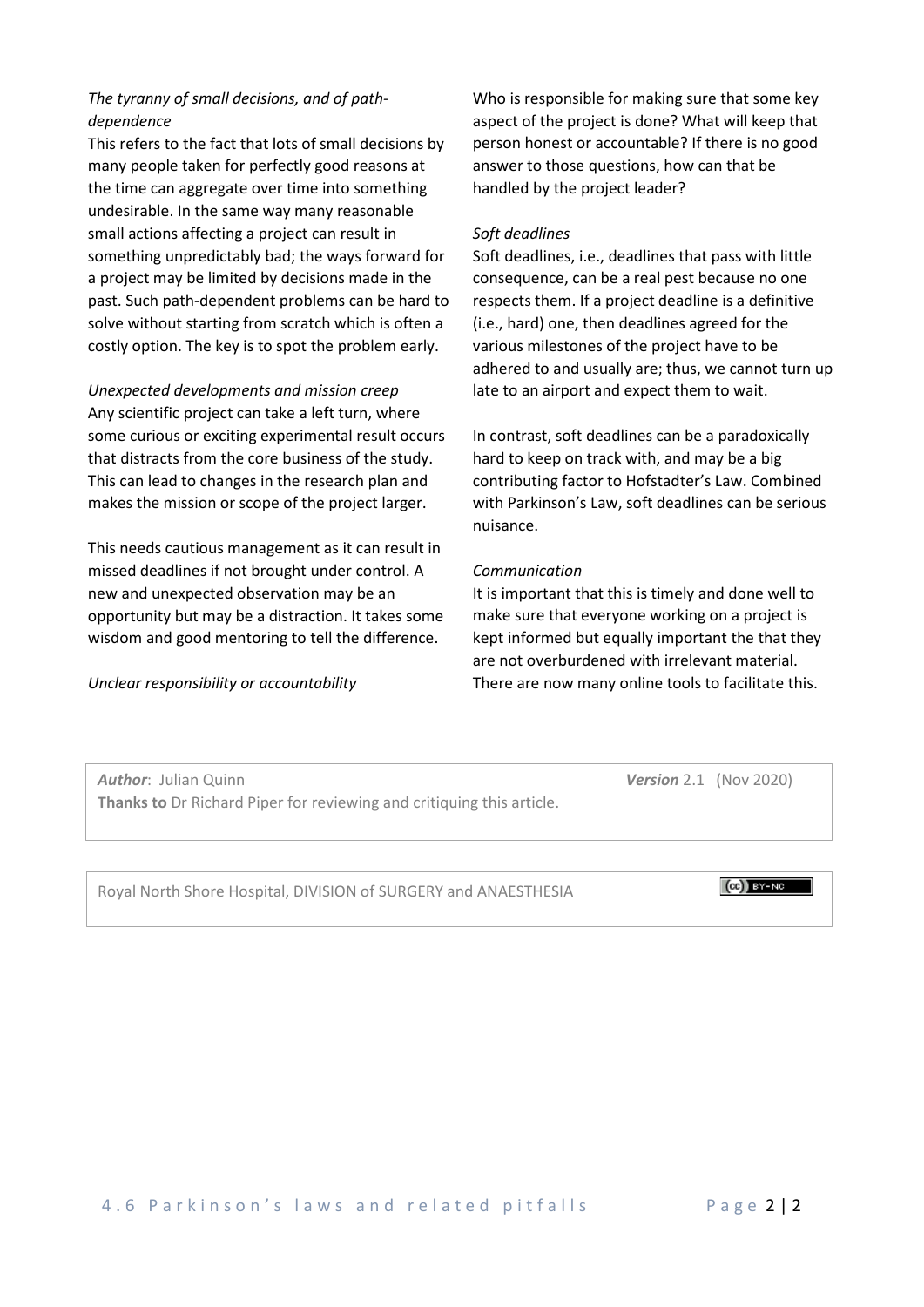*The tyranny of small decisions, and of path-dependence*

This refers to the fact that lots of small decisions by many people taken for perfectly good reasons at the time can aggregate over time into something undesirable. In the same way many reasonable small actions affecting a project can result in something unpredictably bad; the ways forward for a project may be limited by decisions made in the past. Such path-dependent problems can be hard to solve without starting from scratch which is often a costly option. The key is to spot the problem early.

*Unexpected developments and mission creep*

Any scientific project can take a left turn, where some curious or exciting experimental result occurs that distracts from the core business of the study. This can lead to changes in the research plan and makes the mission or scope of the project larger.

This needs cautious management as it can result in missed deadlines if not brought under control. A new and unexpected observation may be an opportunity but may be a distraction. It takes some wisdom and good mentoring to tell the difference.

*Unclear responsibility or accountability*

Who is responsible for making sure that some key aspect of the project is done? What will keep that person honest or accountable? If there is no good answer to those questions, how can that be handled by the project leader?

*Soft deadlines*

Soft deadlines, i.e., deadlines that pass with little consequence, can be a real pest because no one respects them. If a project deadline is a definitive (i.e., hard) one, then deadlines agreed for the various milestones of the project have to be adhered to and usually are; thus, we cannot turn up late to an airport and expect them to wait.

In contrast, soft deadlines can be a paradoxically hard to keep on track with, and may be a big contributing factor to Hofstadter's Law. Combined with Parkinson's Law, soft deadlines can be serious nuisance.

*Communication*

It is important that this is timely and done well to make sure that everyone working on a project is kept informed but equally important the that they are not overburdened with irrelevant material. There are now many online tools to facilitate this.

***Author***: Julian Quinn ***Version*** 2.1 (Nov 2020)

**Thanks to** Dr Richard Piper for reviewing and critiquing this article.

Royal North Shore Hospital, DIVISION of SURGERY and ANAESTHESIA

(cc) BY-NC